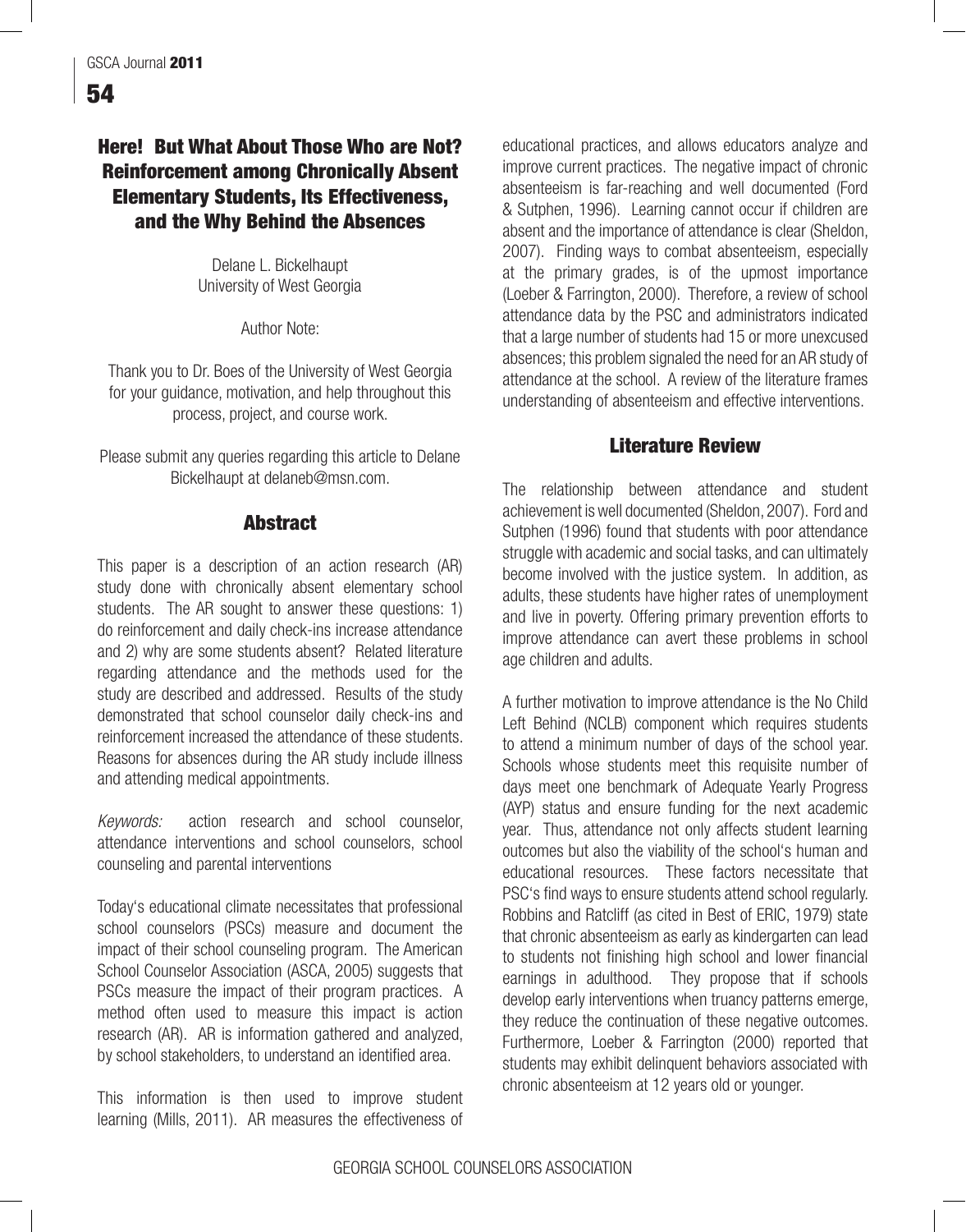# Here! But What About Those Who are Not? Reinforcement among Chronically Absent Elementary Students, Its Effectiveness, and the Why Behind the Absences

Delane L. Bickelhaupt
University of West Georgia

Author Note:

Thank you to Dr. Boes of the University of West Georgia for your guidance, motivation, and help throughout this process, project, and course work.

Please submit any queries regarding this article to Delane Bickelhaupt at delaneb@msn.com.

## Abstract

This paper is a description of an action research (AR) study done with chronically absent elementary school students. The AR sought to answer these questions: 1) do reinforcement and daily check-ins increase attendance and 2) why are some students absent? Related literature regarding attendance and the methods used for the study are described and addressed. Results of the study demonstrated that school counselor daily check-ins and reinforcement increased the attendance of these students. Reasons for absences during the AR study include illness and attending medical appointments.

*Keywords:* action research and school counselor, attendance interventions and school counselors, school counseling and parental interventions

Today's educational climate necessitates that professional school counselors (PSCs) measure and document the impact of their school counseling program. The American School Counselor Association (ASCA, 2005) suggests that PSCs measure the impact of their program practices. A method often used to measure this impact is action research (AR). AR is information gathered and analyzed, by school stakeholders, to understand an identified area.

This information is then used to improve student learning (Mills, 2011). AR measures the effectiveness of educational practices, and allows educators analyze and improve current practices. The negative impact of chronic absenteeism is far-reaching and well documented (Ford & Sutphen, 1996). Learning cannot occur if children are absent and the importance of attendance is clear (Sheldon, 2007). Finding ways to combat absenteeism, especially at the primary grades, is of the upmost importance (Loeber & Farrington, 2000). Therefore, a review of school attendance data by the PSC and administrators indicated that a large number of students had 15 or more unexcused absences; this problem signaled the need for an AR study of attendance at the school. A review of the literature frames understanding of absenteeism and effective interventions.

## Literature Review

The relationship between attendance and student achievement is well documented (Sheldon, 2007). Ford and Sutphen (1996) found that students with poor attendance struggle with academic and social tasks, and can ultimately become involved with the justice system. In addition, as adults, these students have higher rates of unemployment and live in poverty. Offering primary prevention efforts to improve attendance can avert these problems in school age children and adults.

A further motivation to improve attendance is the No Child Left Behind (NCLB) component which requires students to attend a minimum number of days of the school year. Schools whose students meet this requisite number of days meet one benchmark of Adequate Yearly Progress (AYP) status and ensure funding for the next academic year. Thus, attendance not only affects student learning outcomes but also the viability of the school's human and educational resources. These factors necessitate that PSC's find ways to ensure students attend school regularly. Robbins and Ratcliff (as cited in Best of ERIC, 1979) state that chronic absenteeism as early as kindergarten can lead to students not finishing high school and lower financial earnings in adulthood. They propose that if schools develop early interventions when truancy patterns emerge, they reduce the continuation of these negative outcomes. Furthermore, Loeber & Farrington (2000) reported that students may exhibit delinquent behaviors associated with chronic absenteeism at 12 years old or younger.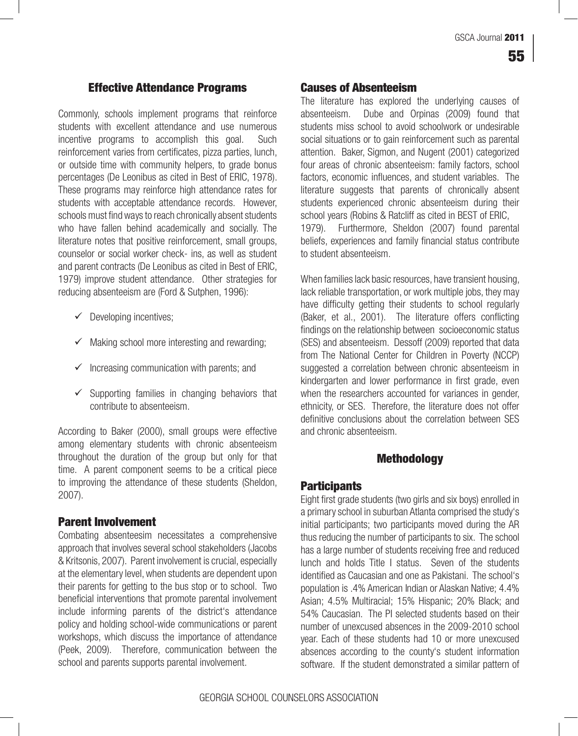## Effective Attendance Programs

Commonly, schools implement programs that reinforce students with excellent attendance and use numerous incentive programs to accomplish this goal. Such reinforcement varies from certificates, pizza parties, lunch, or outside time with community helpers, to grade bonus percentages (De Leonibus as cited in Best of ERIC, 1978). These programs may reinforce high attendance rates for students with acceptable attendance records. However, schools must find ways to reach chronically absent students who have fallen behind academically and socially. The literature notes that positive reinforcement, small groups, counselor or social worker check- ins, as well as student and parent contracts (De Leonibus as cited in Best of ERIC, 1979) improve student attendance. Other strategies for reducing absenteeism are (Ford & Sutphen, 1996):

- ✓ Developing incentives;
- ✓ Making school more interesting and rewarding;
- ✓ Increasing communication with parents; and
- ✓ Supporting families in changing behaviors that contribute to absenteeism.

According to Baker (2000), small groups were effective among elementary students with chronic absenteeism throughout the duration of the group but only for that time. A parent component seems to be a critical piece to improving the attendance of these students (Sheldon, 2007).

## Parent Involvement

Combating absenteesim necessitates a comprehensive approach that involves several school stakeholders (Jacobs & Kritsonis, 2007). Parent involvement is crucial, especially at the elementary level, when students are dependent upon their parents for getting to the bus stop or to school. Two beneficial interventions that promote parental involvement include informing parents of the district's attendance policy and holding school-wide communications or parent workshops, which discuss the importance of attendance (Peek, 2009). Therefore, communication between the school and parents supports parental involvement.

## Causes of Absenteeism

The literature has explored the underlying causes of absenteeism. Dube and Orpinas (2009) found that students miss school to avoid schoolwork or undesirable social situations or to gain reinforcement such as parental attention. Baker, Sigmon, and Nugent (2001) categorized four areas of chronic absenteeism: family factors, school factors, economic influences, and student variables. The literature suggests that parents of chronically absent students experienced chronic absenteeism during their school years (Robins & Ratcliff as cited in BEST of ERIC, 1979). Furthermore, Sheldon (2007) found parental beliefs, experiences and family financial status contribute to student absenteeism.

When families lack basic resources, have transient housing, lack reliable transportation, or work multiple jobs, they may have difficulty getting their students to school regularly (Baker, et al., 2001). The literature offers conflicting findings on the relationship between socioeconomic status (SES) and absenteeism. Dessoff (2009) reported that data from The National Center for Children in Poverty (NCCP) suggested a correlation between chronic absenteeism in kindergarten and lower performance in first grade, even when the researchers accounted for variances in gender, ethnicity, or SES. Therefore, the literature does not offer definitive conclusions about the correlation between SES and chronic absenteeism.

## Methodology

### Participants

Eight first grade students (two girls and six boys) enrolled in a primary school in suburban Atlanta comprised the study's initial participants; two participants moved during the AR thus reducing the number of participants to six. The school has a large number of students receiving free and reduced lunch and holds Title I status. Seven of the students identified as Caucasian and one as Pakistani. The school's population is .4% American Indian or Alaskan Native; 4.4% Asian; 4.5% Multiracial; 15% Hispanic; 20% Black; and 54% Caucasian. The PI selected students based on their number of unexcused absences in the 2009-2010 school year. Each of these students had 10 or more unexcused absences according to the county's student information software. If the student demonstrated a similar pattern of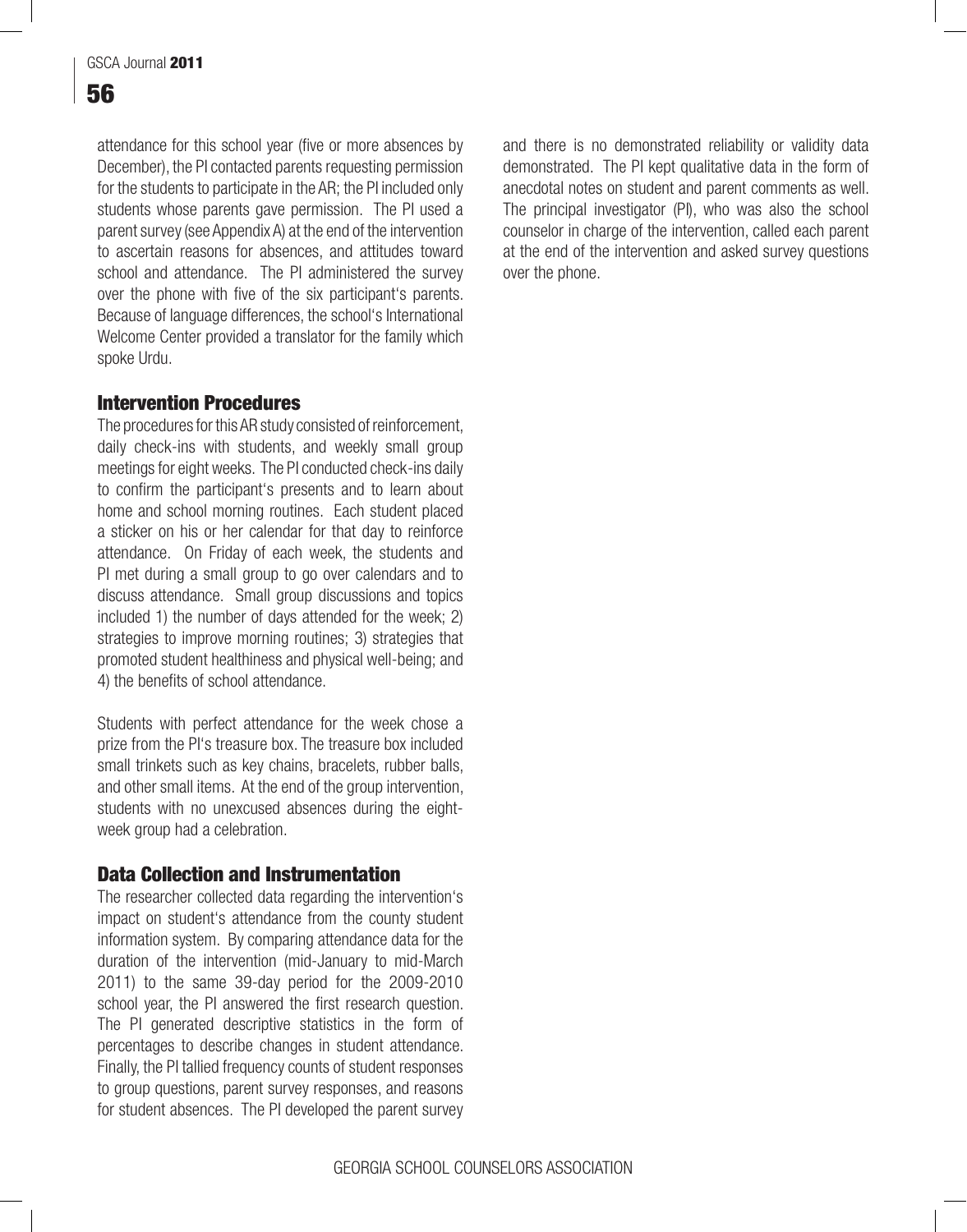attendance for this school year (five or more absences by December), the PI contacted parents requesting permission for the students to participate in the AR; the PI included only students whose parents gave permission. The PI used a parent survey (see Appendix A) at the end of the intervention to ascertain reasons for absences, and attitudes toward school and attendance. The PI administered the survey over the phone with five of the six participant's parents. Because of language differences, the school's International Welcome Center provided a translator for the family which spoke Urdu.

## Intervention Procedures

The procedures for this AR study consisted of reinforcement, daily check-ins with students, and weekly small group meetings for eight weeks. The PI conducted check-ins daily to confirm the participant's presents and to learn about home and school morning routines. Each student placed a sticker on his or her calendar for that day to reinforce attendance. On Friday of each week, the students and PI met during a small group to go over calendars and to discuss attendance. Small group discussions and topics included 1) the number of days attended for the week; 2) strategies to improve morning routines; 3) strategies that promoted student healthiness and physical well-being; and 4) the benefits of school attendance.

Students with perfect attendance for the week chose a prize from the PI's treasure box. The treasure box included small trinkets such as key chains, bracelets, rubber balls, and other small items. At the end of the group intervention, students with no unexcused absences during the eight-week group had a celebration.

## Data Collection and Instrumentation

The researcher collected data regarding the intervention's impact on student's attendance from the county student information system. By comparing attendance data for the duration of the intervention (mid-January to mid-March 2011) to the same 39-day period for the 2009-2010 school year, the PI answered the first research question. The PI generated descriptive statistics in the form of percentages to describe changes in student attendance. Finally, the PI tallied frequency counts of student responses to group questions, parent survey responses, and reasons for student absences. The PI developed the parent survey and there is no demonstrated reliability or validity data demonstrated. The PI kept qualitative data in the form of anecdotal notes on student and parent comments as well. The principal investigator (PI), who was also the school counselor in charge of the intervention, called each parent at the end of the intervention and asked survey questions over the phone.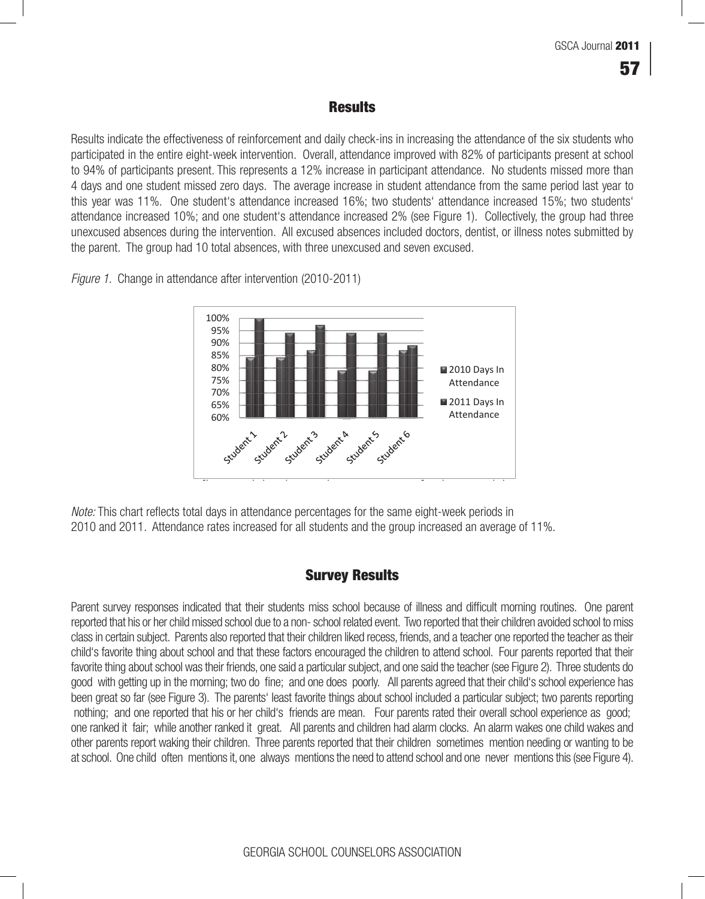## Results

Results indicate the effectiveness of reinforcement and daily check-ins in increasing the attendance of the six students who participated in the entire eight-week intervention. Overall, attendance improved with 82% of participants present at school to 94% of participants present. This represents a 12% increase in participant attendance. No students missed more than 4 days and one student missed zero days. The average increase in student attendance from the same period last year to this year was 11%. One student's attendance increased 16%; two students' attendance increased 15%; two students' attendance increased 10%; and one student's attendance increased 2% (see Figure 1). Collectively, the group had three unexcused absences during the intervention. All excused absences included doctors, dentist, or illness notes submitted by the parent. The group had 10 total absences, with three unexcused and seven excused.

*Figure 1.* Change in attendance after intervention (2010-2011)

*Note:* This chart reflects total days in attendance percentages for the same eight-week periods in 2010 and 2011. Attendance rates increased for all students and the group increased an average of 11%.

## Survey Results

Parent survey responses indicated that their students miss school because of illness and difficult morning routines. One parent reported that his or her child missed school due to a non- school related event. Two reported that their children avoided school to miss class in certain subject. Parents also reported that their children liked recess, friends, and a teacher one reported the teacher as their child's favorite thing about school and that these factors encouraged the children to attend school. Four parents reported that their favorite thing about school was their friends, one said a particular subject, and one said the teacher (see Figure 2). Three students do good with getting up in the morning; two do fine; and one does poorly. All parents agreed that their child's school experience has been great so far (see Figure 3). The parents' least favorite things about school included a particular subject; two parents reporting nothing; and one reported that his or her child's friends are mean. Four parents rated their overall school experience as good; one ranked it fair; while another ranked it great. All parents and children had alarm clocks. An alarm wakes one child wakes and other parents report waking their children. Three parents reported that their children sometimes mention needing or wanting to be at school. One child often mentions it, one always mentions the need to attend school and one never mentions this (see Figure 4).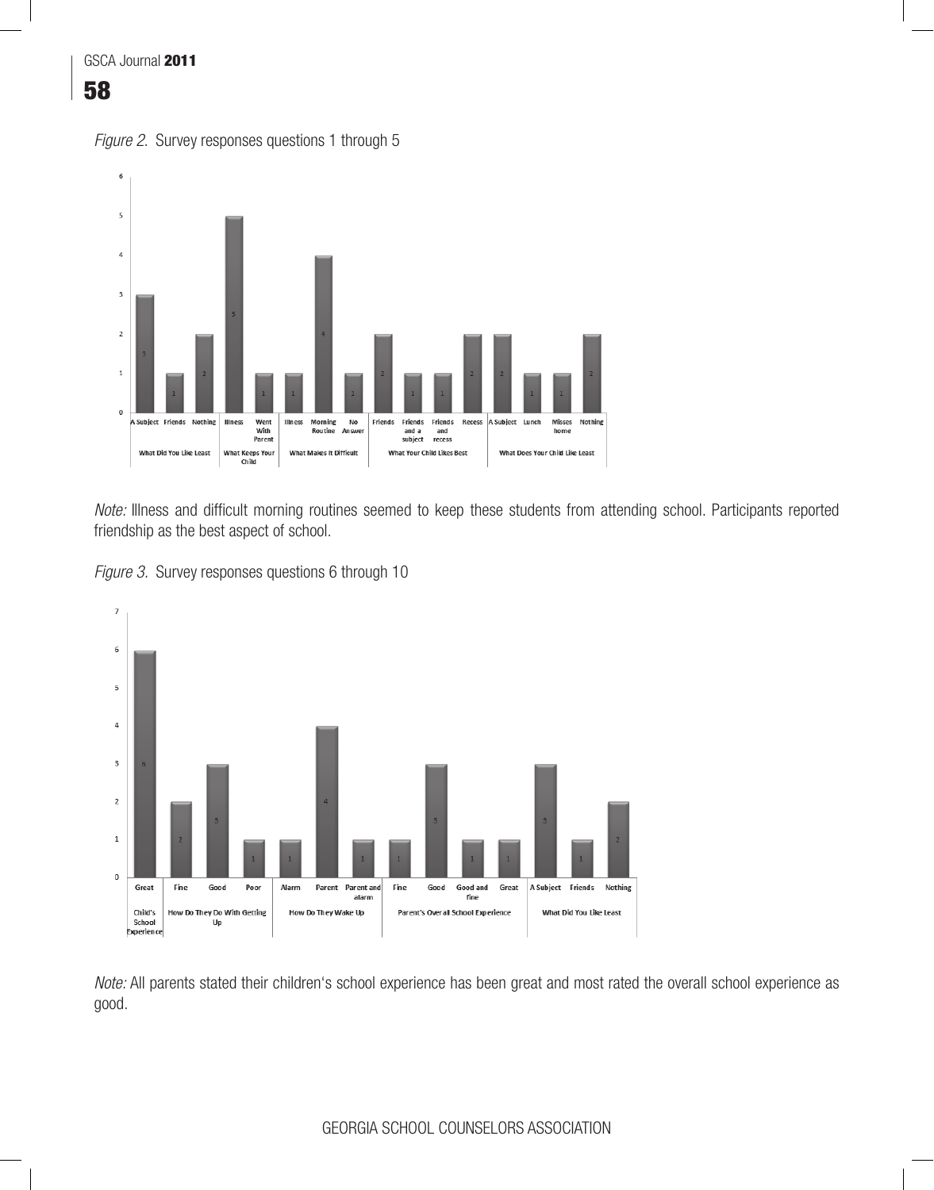*Figure 2.* Survey responses questions 1 through 5

*Note:* Illness and difficult morning routines seemed to keep these students from attending school. Participants reported friendship as the best aspect of school.

*Figure 3.* Survey responses questions 6 through 10

*Note:* All parents stated their children's school experience has been great and most rated the overall school experience as good.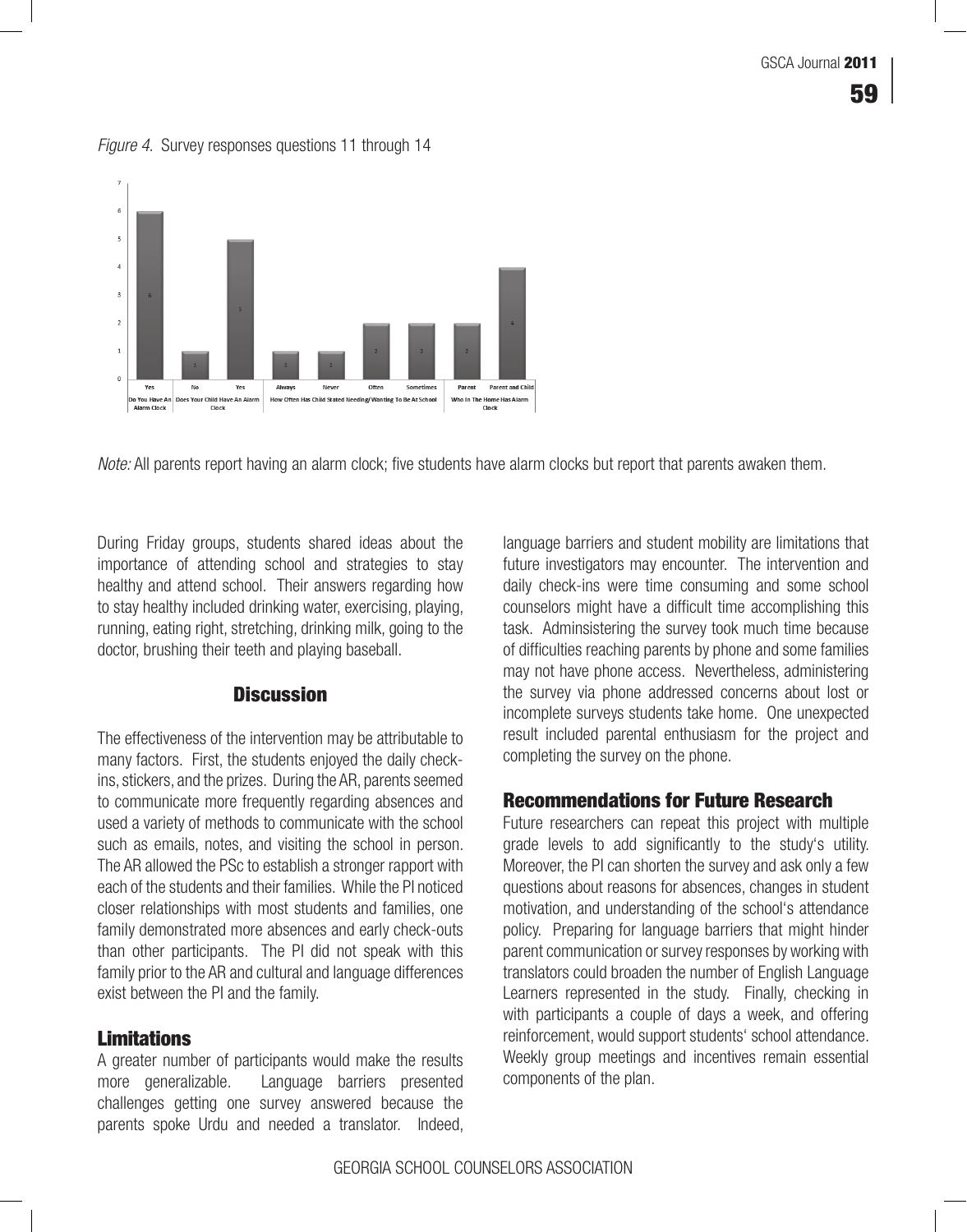*Figure 4.* Survey responses questions 11 through 14

*Note:* All parents report having an alarm clock; five students have alarm clocks but report that parents awaken them.

During Friday groups, students shared ideas about the importance of attending school and strategies to stay healthy and attend school. Their answers regarding how to stay healthy included drinking water, exercising, playing, running, eating right, stretching, drinking milk, going to the doctor, brushing their teeth and playing baseball.

## Discussion

The effectiveness of the intervention may be attributable to many factors. First, the students enjoyed the daily check-ins, stickers, and the prizes. During the AR, parents seemed to communicate more frequently regarding absences and used a variety of methods to communicate with the school such as emails, notes, and visiting the school in person. The AR allowed the PSc to establish a stronger rapport with each of the students and their families. While the PI noticed closer relationships with most students and families, one family demonstrated more absences and early check-outs than other participants. The PI did not speak with this family prior to the AR and cultural and language differences exist between the PI and the family.

### Limitations

A greater number of participants would make the results more generalizable. Language barriers presented challenges getting one survey answered because the parents spoke Urdu and needed a translator. Indeed, language barriers and student mobility are limitations that future investigators may encounter. The intervention and daily check-ins were time consuming and some school counselors might have a difficult time accomplishing this task. Adminsistering the survey took much time because of difficulties reaching parents by phone and some families may not have phone access. Nevertheless, administering the survey via phone addressed concerns about lost or incomplete surveys students take home. One unexpected result included parental enthusiasm for the project and completing the survey on the phone.

### Recommendations for Future Research

Future researchers can repeat this project with multiple grade levels to add significantly to the study's utility. Moreover, the PI can shorten the survey and ask only a few questions about reasons for absences, changes in student motivation, and understanding of the school's attendance policy. Preparing for language barriers that might hinder parent communication or survey responses by working with translators could broaden the number of English Language Learners represented in the study. Finally, checking in with participants a couple of days a week, and offering reinforcement, would support students' school attendance. Weekly group meetings and incentives remain essential components of the plan.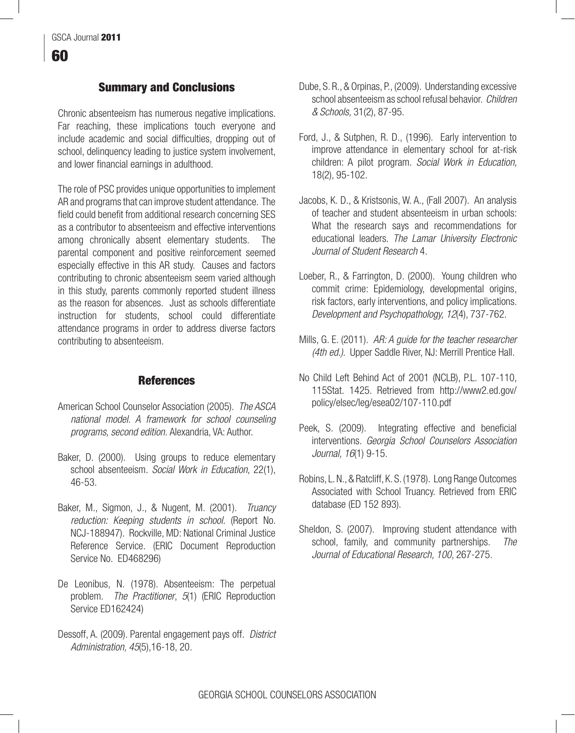## Summary and Conclusions

Chronic absenteeism has numerous negative implications. Far reaching, these implications touch everyone and include academic and social difficulties, dropping out of school, delinquency leading to justice system involvement, and lower financial earnings in adulthood.

The role of PSC provides unique opportunities to implement AR and programs that can improve student attendance. The field could benefit from additional research concerning SES as a contributor to absenteeism and effective interventions among chronically absent elementary students. The parental component and positive reinforcement seemed especially effective in this AR study. Causes and factors contributing to chronic absenteeism seem varied although in this study, parents commonly reported student illness as the reason for absences. Just as schools differentiate instruction for students, school could differentiate attendance programs in order to address diverse factors contributing to absenteeism.

## References

American School Counselor Association (2005). *The ASCA national model. A framework for school counseling programs, second edition.* Alexandria, VA: Author.

Baker, D. (2000). Using groups to reduce elementary school absenteeism. *Social Work in Education*, 22(1), 46-53.

Baker, M., Sigmon, J., & Nugent, M. (2001). *Truancy reduction: Keeping students in school.* (Report No. NCJ-188947). Rockville, MD: National Criminal Justice Reference Service. (ERIC Document Reproduction Service No. ED468296)

De Leonibus, N. (1978). Absenteeism: The perpetual problem. *The Practitioner*, *5*(1) (ERIC Reproduction Service ED162424)

Dessoff, A. (2009). Parental engagement pays off. *District Administration, 45*(5),16-18, 20.

Dube, S. R., & Orpinas, P., (2009). Understanding excessive school absenteeism as school refusal behavior. *Children & Schools,* 31(2), 87-95.

Ford, J., & Sutphen, R. D., (1996). Early intervention to improve attendance in elementary school for at-risk children: A pilot program. *Social Work in Education,* 18(2), 95-102.

Jacobs, K. D., & Kristsonis, W. A., (Fall 2007). An analysis of teacher and student absenteeism in urban schools: What the research says and recommendations for educational leaders. *The Lamar University Electronic Journal of Student Research* 4.

Loeber, R., & Farrington, D. (2000). Young children who commit crime: Epidemiology, developmental origins, risk factors, early interventions, and policy implications. *Development and Psychopathology, 12*(4), 737-762.

Mills, G. E. (2011). *AR: A guide for the teacher researcher (4th ed.).* Upper Saddle River, NJ: Merrill Prentice Hall.

No Child Left Behind Act of 2001 (NCLB), P.L. 107-110, 115Stat. 1425. Retrieved from http://www2.ed.gov/policy/elsec/leg/esea02/107-110.pdf

Peek, S. (2009). Integrating effective and beneficial interventions. *Georgia School Counselors Association Journal, 16*(1) 9-15.

Robins, L. N., & Ratcliff, K. S. (1978). Long Range Outcomes Associated with School Truancy. Retrieved from ERIC database (ED 152 893).

Sheldon, S. (2007). Improving student attendance with school, family, and community partnerships. *The Journal of Educational Research, 100*, 267-275.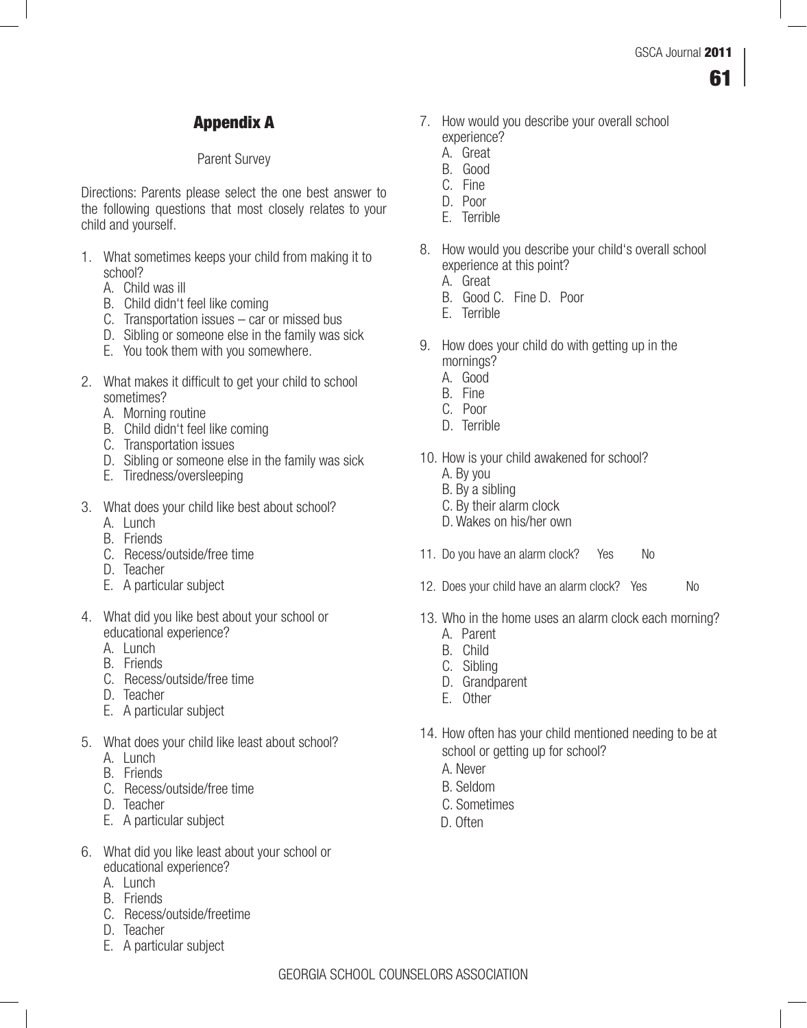## Appendix A

Parent Survey

Directions: Parents please select the one best answer to the following questions that most closely relates to your child and yourself.

1. What sometimes keeps your child from making it to school?
   - A. Child was ill
   - B. Child didn't feel like coming
   - C. Transportation issues – car or missed bus
   - D. Sibling or someone else in the family was sick
   - E. You took them with you somewhere.
2. What makes it difficult to get your child to school sometimes?
   - A. Morning routine
   - B. Child didn't feel like coming
   - C. Transportation issues
   - D. Sibling or someone else in the family was sick
   - E. Tiredness/oversleeping
3. What does your child like best about school?
   - A. Lunch
   - B. Friends
   - C. Recess/outside/free time
   - D. Teacher
   - E. A particular subject
4. What did you like best about your school or educational experience?
   - A. Lunch
   - B. Friends
   - C. Recess/outside/free time
   - D. Teacher
   - E. A particular subject
5. What does your child like least about school?
   - A. Lunch
   - B. Friends
   - C. Recess/outside/free time
   - D. Teacher
   - E. A particular subject
6. What did you like least about your school or educational experience?
   - A. Lunch
   - B. Friends
   - C. Recess/outside/freetime
   - D. Teacher
   - E. A particular subject
7. How would you describe your overall school experience?
   - A. Great
   - B. Good
   - C. Fine
   - D. Poor
   - E. Terrible
8. How would you describe your child's overall school experience at this point?
   - A. Great
   - B. Good C. Fine D. Poor
   - E. Terrible
9. How does your child do with getting up in the mornings?
   - A. Good
   - B. Fine
   - C. Poor
   - D. Terrible
10. How is your child awakened for school?
    - A. By you
    - B. By a sibling
    - C. By their alarm clock
    - D. Wakes on his/her own
11. Do you have an alarm clock? Yes No
12. Does your child have an alarm clock? Yes No
13. Who in the home uses an alarm clock each morning?
    - A. Parent
    - B. Child
    - C. Sibling
    - D. Grandparent
    - E. Other
14. How often has your child mentioned needing to be at school or getting up for school?
    - A. Never
    - B. Seldom
    - C. Sometimes
    - D. Often